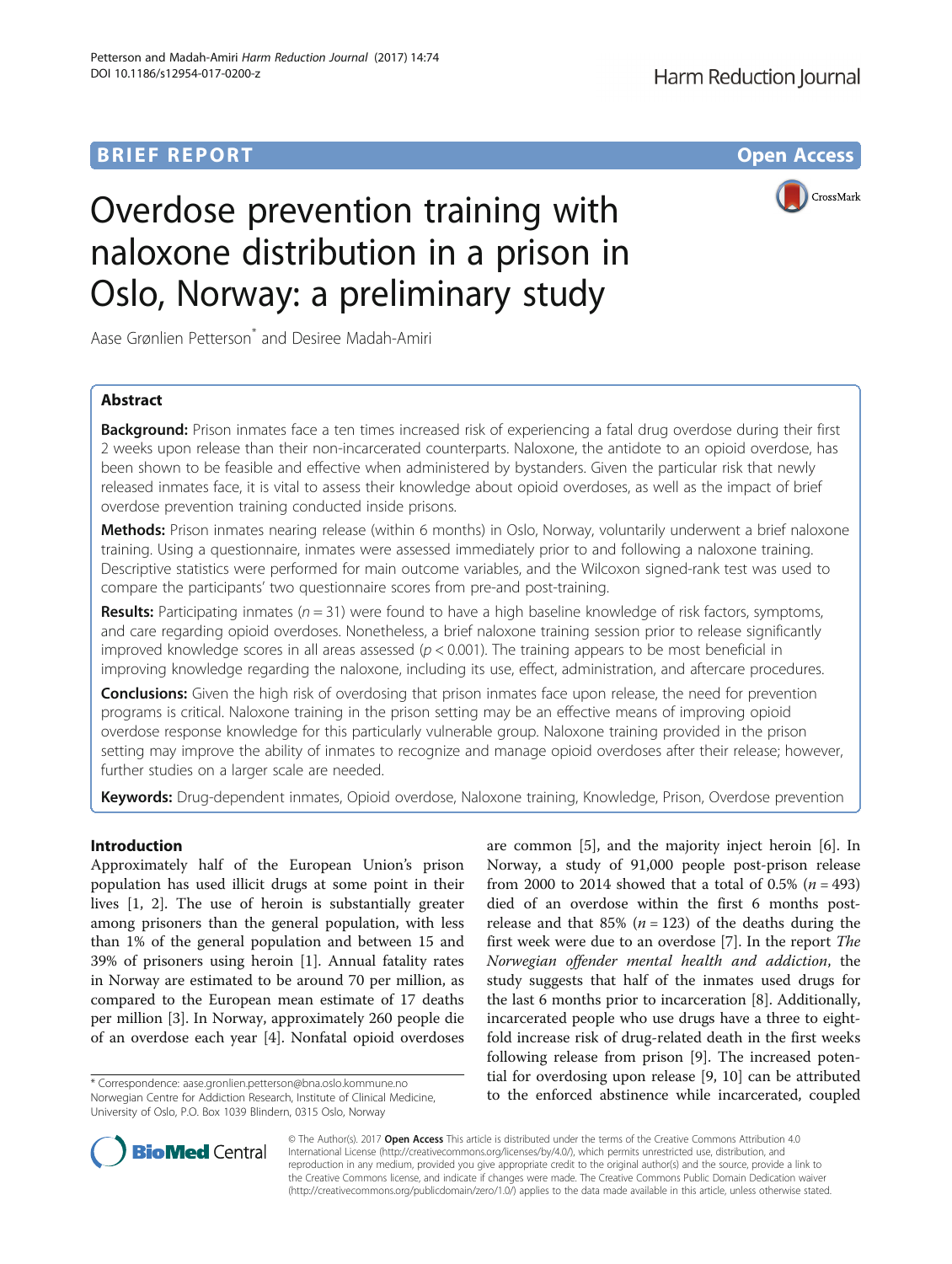**BRIEF REPORT** **Open Access**

# Overdose prevention training with naloxone distribution in a prison in Oslo, Norway: a preliminary study

Aase Grønlien Petterson* and Desiree Madah-Amiri

## Abstract

**Background:** Prison inmates face a ten times increased risk of experiencing a fatal drug overdose during their first 2 weeks upon release than their non-incarcerated counterparts. Naloxone, the antidote to an opioid overdose, has been shown to be feasible and effective when administered by bystanders. Given the particular risk that newly released inmates face, it is vital to assess their knowledge about opioid overdoses, as well as the impact of brief overdose prevention training conducted inside prisons.

**Methods:** Prison inmates nearing release (within 6 months) in Oslo, Norway, voluntarily underwent a brief naloxone training. Using a questionnaire, inmates were assessed immediately prior to and following a naloxone training. Descriptive statistics were performed for main outcome variables, and the Wilcoxon signed-rank test was used to compare the participants' two questionnaire scores from pre-and post-training.

**Results:** Participating inmates ($n = 31$) were found to have a high baseline knowledge of risk factors, symptoms, and care regarding opioid overdoses. Nonetheless, a brief naloxone training session prior to release significantly improved knowledge scores in all areas assessed ($p < 0.001$). The training appears to be most beneficial in improving knowledge regarding the naloxone, including its use, effect, administration, and aftercare procedures.

**Conclusions:** Given the high risk of overdosing that prison inmates face upon release, the need for prevention programs is critical. Naloxone training in the prison setting may be an effective means of improving opioid overdose response knowledge for this particularly vulnerable group. Naloxone training provided in the prison setting may improve the ability of inmates to recognize and manage opioid overdoses after their release; however, further studies on a larger scale are needed.

**Keywords:** Drug-dependent inmates, Opioid overdose, Naloxone training, Knowledge, Prison, Overdose prevention

## Introduction

Approximately half of the European Union's prison population has used illicit drugs at some point in their lives [1, 2]. The use of heroin is substantially greater among prisoners than the general population, with less than 1% of the general population and between 15 and 39% of prisoners using heroin [1]. Annual fatality rates in Norway are estimated to be around 70 per million, as compared to the European mean estimate of 17 deaths per million [3]. In Norway, approximately 260 people die of an overdose each year [4]. Nonfatal opioid overdoses are common [5], and the majority inject heroin [6]. In Norway, a study of 91,000 people post-prison release from 2000 to 2014 showed that a total of 0.5% ($n = 493$) died of an overdose within the first 6 months post-release and that 85% ($n = 123$) of the deaths during the first week were due to an overdose [7]. In the report *The Norwegian offender mental health and addiction*, the study suggests that half of the inmates used drugs for the last 6 months prior to incarceration [8]. Additionally, incarcerated people who use drugs have a three to eight-fold increase risk of drug-related death in the first weeks following release from prison [9]. The increased potential for overdosing upon release [9, 10] can be attributed to the enforced abstinence while incarcerated, coupled

\* Correspondence: aase.gronlien.petterson@bna.oslo.kommune.no
Norwegian Centre for Addiction Research, Institute of Clinical Medicine, University of Oslo, P.O. Box 1039 Blindern, 0315 Oslo, Norway

© The Author(s). 2017 **Open Access** This article is distributed under the terms of the Creative Commons Attribution 4.0 International License (http://creativecommons.org/licenses/by/4.0/), which permits unrestricted use, distribution, and reproduction in any medium, provided you give appropriate credit to the original author(s) and the source, provide a link to the Creative Commons license, and indicate if changes were made. The Creative Commons Public Domain Dedication waiver (http://creativecommons.org/publicdomain/zero/1.0/) applies to the data made available in this article, unless otherwise stated.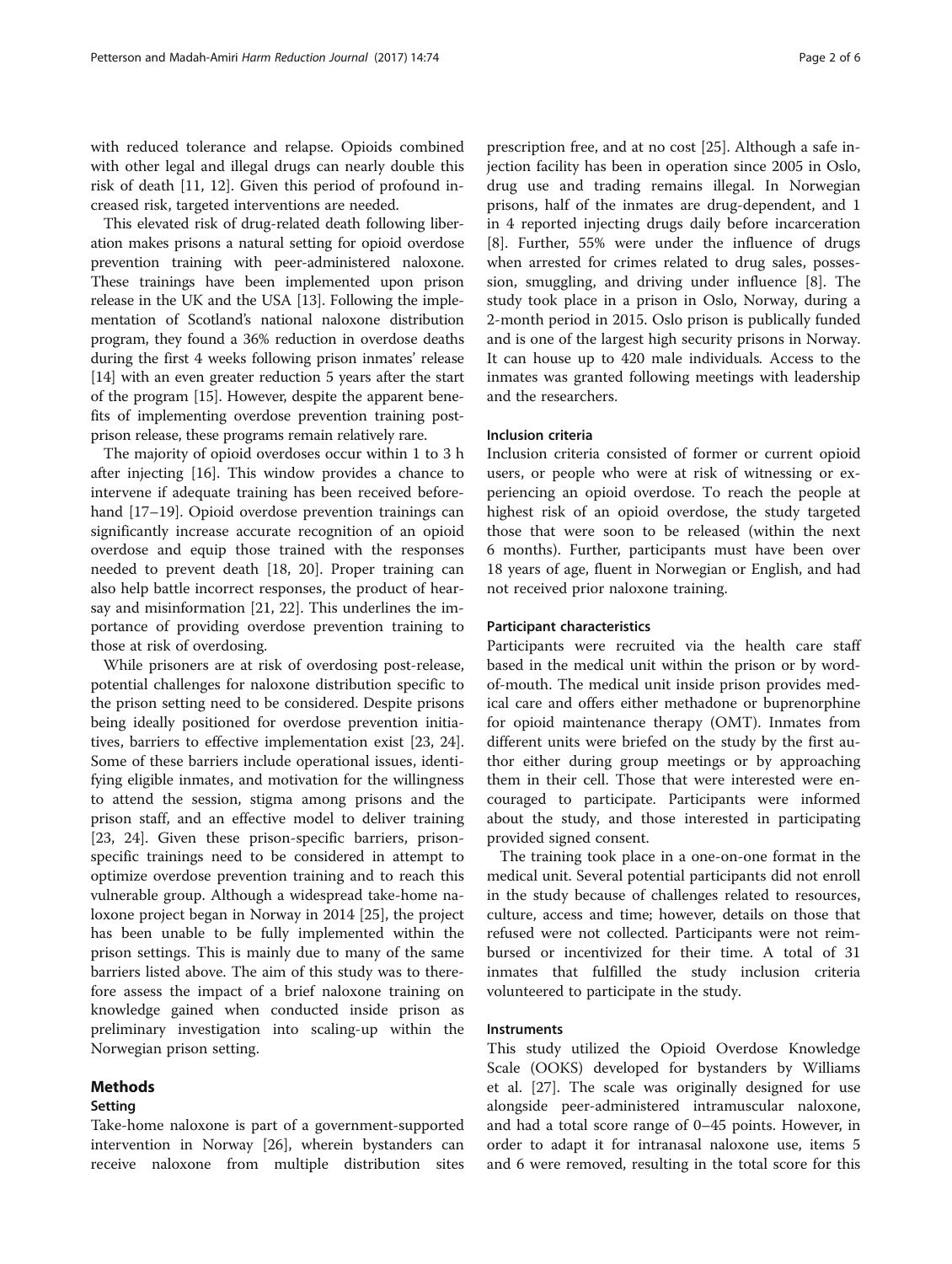with reduced tolerance and relapse. Opioids combined with other legal and illegal drugs can nearly double this risk of death [11, 12]. Given this period of profound increased risk, targeted interventions are needed.

This elevated risk of drug-related death following liberation makes prisons a natural setting for opioid overdose prevention training with peer-administered naloxone. These trainings have been implemented upon prison release in the UK and the USA [13]. Following the implementation of Scotland's national naloxone distribution program, they found a 36% reduction in overdose deaths during the first 4 weeks following prison inmates' release [14] with an even greater reduction 5 years after the start of the program [15]. However, despite the apparent benefits of implementing overdose prevention training post-prison release, these programs remain relatively rare.

The majority of opioid overdoses occur within 1 to 3 h after injecting [16]. This window provides a chance to intervene if adequate training has been received beforehand [17–19]. Opioid overdose prevention trainings can significantly increase accurate recognition of an opioid overdose and equip those trained with the responses needed to prevent death [18, 20]. Proper training can also help battle incorrect responses, the product of hearsay and misinformation [21, 22]. This underlines the importance of providing overdose prevention training to those at risk of overdosing.

While prisoners are at risk of overdosing post-release, potential challenges for naloxone distribution specific to the prison setting need to be considered. Despite prisons being ideally positioned for overdose prevention initiatives, barriers to effective implementation exist [23, 24]. Some of these barriers include operational issues, identifying eligible inmates, and motivation for the willingness to attend the session, stigma among prisons and the prison staff, and an effective model to deliver training [23, 24]. Given these prison-specific barriers, prison-specific trainings need to be considered in attempt to optimize overdose prevention training and to reach this vulnerable group. Although a widespread take-home naloxone project began in Norway in 2014 [25], the project has been unable to be fully implemented within the prison settings. This is mainly due to many of the same barriers listed above. The aim of this study was to therefore assess the impact of a brief naloxone training on knowledge gained when conducted inside prison as preliminary investigation into scaling-up within the Norwegian prison setting.

## Methods

### Setting

Take-home naloxone is part of a government-supported intervention in Norway [26], wherein bystanders can receive naloxone from multiple distribution sites prescription free, and at no cost [25]. Although a safe injection facility has been in operation since 2005 in Oslo, drug use and trading remains illegal. In Norwegian prisons, half of the inmates are drug-dependent, and 1 in 4 reported injecting drugs daily before incarceration [8]. Further, 55% were under the influence of drugs when arrested for crimes related to drug sales, possession, smuggling, and driving under influence [8]. The study took place in a prison in Oslo, Norway, during a 2-month period in 2015. Oslo prison is publically funded and is one of the largest high security prisons in Norway. It can house up to 420 male individuals. Access to the inmates was granted following meetings with leadership and the researchers.

### Inclusion criteria

Inclusion criteria consisted of former or current opioid users, or people who were at risk of witnessing or experiencing an opioid overdose. To reach the people at highest risk of an opioid overdose, the study targeted those that were soon to be released (within the next 6 months). Further, participants must have been over 18 years of age, fluent in Norwegian or English, and had not received prior naloxone training.

### Participant characteristics

Participants were recruited via the health care staff based in the medical unit within the prison or by word-of-mouth. The medical unit inside prison provides medical care and offers either methadone or buprenorphine for opioid maintenance therapy (OMT). Inmates from different units were briefed on the study by the first author either during group meetings or by approaching them in their cell. Those that were interested were encouraged to participate. Participants were informed about the study, and those interested in participating provided signed consent.

The training took place in a one-on-one format in the medical unit. Several potential participants did not enroll in the study because of challenges related to resources, culture, access and time; however, details on those that refused were not collected. Participants were not reimbursed or incentivized for their time. A total of 31 inmates that fulfilled the study inclusion criteria volunteered to participate in the study.

### Instruments

This study utilized the Opioid Overdose Knowledge Scale (OOKS) developed for bystanders by Williams et al. [27]. The scale was originally designed for use alongside peer-administered intramuscular naloxone, and had a total score range of 0–45 points. However, in order to adapt it for intranasal naloxone use, items 5 and 6 were removed, resulting in the total score for this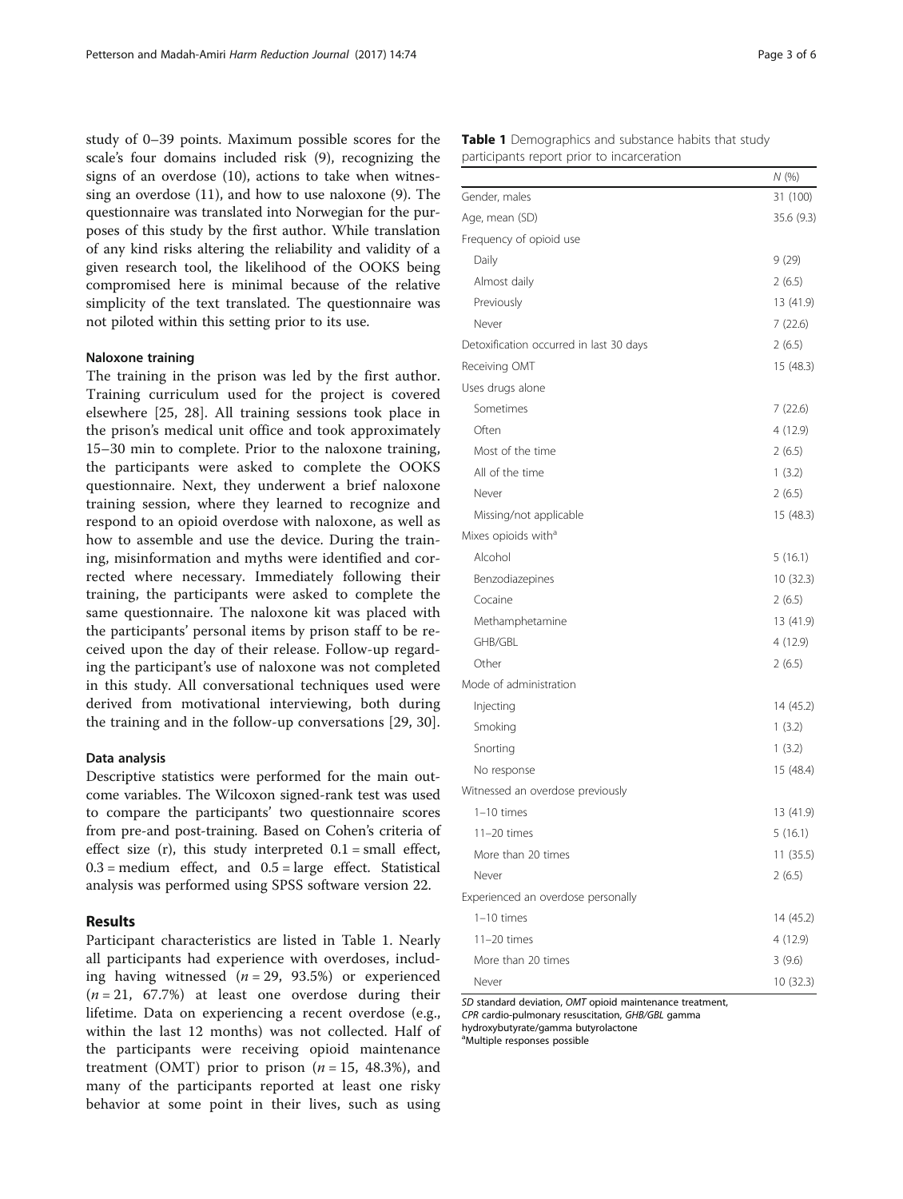study of 0–39 points. Maximum possible scores for the scale's four domains included risk (9), recognizing the signs of an overdose (10), actions to take when witnessing an overdose (11), and how to use naloxone (9). The questionnaire was translated into Norwegian for the purposes of this study by the first author. While translation of any kind risks altering the reliability and validity of a given research tool, the likelihood of the OOKS being compromised here is minimal because of the relative simplicity of the text translated. The questionnaire was not piloted within this setting prior to its use.

### Naloxone training

The training in the prison was led by the first author. Training curriculum used for the project is covered elsewhere [25, 28]. All training sessions took place in the prison's medical unit office and took approximately 15–30 min to complete. Prior to the naloxone training, the participants were asked to complete the OOKS questionnaire. Next, they underwent a brief naloxone training session, where they learned to recognize and respond to an opioid overdose with naloxone, as well as how to assemble and use the device. During the training, misinformation and myths were identified and corrected where necessary. Immediately following their training, the participants were asked to complete the same questionnaire. The naloxone kit was placed with the participants' personal items by prison staff to be received upon the day of their release. Follow-up regarding the participant's use of naloxone was not completed in this study. All conversational techniques used were derived from motivational interviewing, both during the training and in the follow-up conversations [29, 30].

### Data analysis

Descriptive statistics were performed for the main outcome variables. The Wilcoxon signed-rank test was used to compare the participants' two questionnaire scores from pre-and post-training. Based on Cohen's criteria of effect size (r), this study interpreted 0.1 = small effect, 0.3 = medium effect, and 0.5 = large effect. Statistical analysis was performed using SPSS software version 22.

## Results

Participant characteristics are listed in Table 1. Nearly all participants had experience with overdoses, including having witnessed ($n = 29$, 93.5%) or experienced ($n = 21$, 67.7%) at least one overdose during their lifetime. Data on experiencing a recent overdose (e.g., within the last 12 months) was not collected. Half of the participants were receiving opioid maintenance treatment (OMT) prior to prison ($n = 15$, 48.3%), and many of the participants reported at least one risky behavior at some point in their lives, such as using

**Table 1** Demographics and substance habits that study participants report prior to incarceration

| | N (%) |
|---|---|
| Gender, males | 31 (100) |
| Age, mean (SD) | 35.6 (9.3) |
| Frequency of opioid use | |
| Daily | 9 (29) |
| Almost daily | 2 (6.5) |
| Previously | 13 (41.9) |
| Never | 7 (22.6) |
| Detoxification occurred in last 30 days | 2 (6.5) |
| Receiving OMT | 15 (48.3) |
| Uses drugs alone | |
| Sometimes | 7 (22.6) |
| Often | 4 (12.9) |
| Most of the time | 2 (6.5) |
| All of the time | 1 (3.2) |
| Never | 2 (6.5) |
| Missing/not applicable | 15 (48.3) |
| Mixes opioids with[a] | |
| Alcohol | 5 (16.1) |
| Benzodiazepines | 10 (32.3) |
| Cocaine | 2 (6.5) |
| Methamphetamine | 13 (41.9) |
| GHB/GBL | 4 (12.9) |
| Other | 2 (6.5) |
| Mode of administration | |
| Injecting | 14 (45.2) |
| Smoking | 1 (3.2) |
| Snorting | 1 (3.2) |
| No response | 15 (48.4) |
| Witnessed an overdose previously | |
| 1–10 times | 13 (41.9) |
| 11–20 times | 5 (16.1) |
| More than 20 times | 11 (35.5) |
| Never | 2 (6.5) |
| Experienced an overdose personally | |
| 1–10 times | 14 (45.2) |
| 11–20 times | 4 (12.9) |
| More than 20 times | 3 (9.6) |
| Never | 10 (32.3) |

*SD* standard deviation, *OMT* opioid maintenance treatment, *CPR* cardio-pulmonary resuscitation, *GHB/GBL* gamma hydroxybutyrate/gamma butyrolactone
[a]Multiple responses possible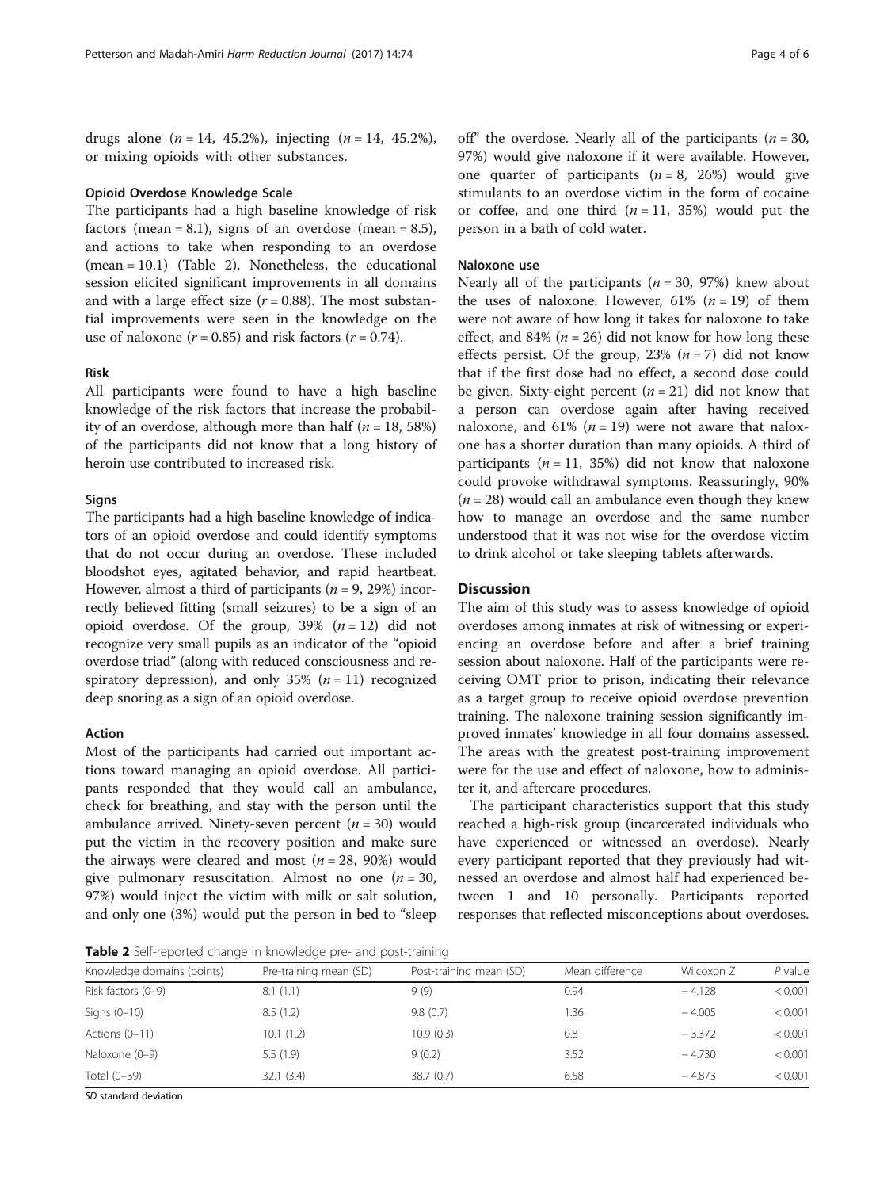drugs alone ($n$ = 14, 45.2%), injecting ($n$ = 14, 45.2%), or mixing opioids with other substances.

### Opioid Overdose Knowledge Scale

The participants had a high baseline knowledge of risk factors (mean = 8.1), signs of an overdose (mean = 8.5), and actions to take when responding to an overdose (mean = 10.1) (Table 2). Nonetheless, the educational session elicited significant improvements in all domains and with a large effect size ($r$ = 0.88). The most substantial improvements were seen in the knowledge on the use of naloxone ($r$ = 0.85) and risk factors ($r$ = 0.74).

### Risk

All participants were found to have a high baseline knowledge of the risk factors that increase the probability of an overdose, although more than half ($n$ = 18, 58%) of the participants did not know that a long history of heroin use contributed to increased risk.

### Signs

The participants had a high baseline knowledge of indicators of an opioid overdose and could identify symptoms that do not occur during an overdose. These included bloodshot eyes, agitated behavior, and rapid heartbeat. However, almost a third of participants ($n$ = 9, 29%) incorrectly believed fitting (small seizures) to be a sign of an opioid overdose. Of the group, 39% ($n$ = 12) did not recognize very small pupils as an indicator of the "opioid overdose triad" (along with reduced consciousness and respiratory depression), and only 35% ($n$ = 11) recognized deep snoring as a sign of an opioid overdose.

### Action

Most of the participants had carried out important actions toward managing an opioid overdose. All participants responded that they would call an ambulance, check for breathing, and stay with the person until the ambulance arrived. Ninety-seven percent ($n$ = 30) would put the victim in the recovery position and make sure the airways were cleared and most ($n$ = 28, 90%) would give pulmonary resuscitation. Almost no one ($n$ = 30, 97%) would inject the victim with milk or salt solution, and only one (3%) would put the person in bed to "sleep off" the overdose. Nearly all of the participants ($n$ = 30, 97%) would give naloxone if it were available. However, one quarter of participants ($n$ = 8, 26%) would give stimulants to an overdose victim in the form of cocaine or coffee, and one third ($n$ = 11, 35%) would put the person in a bath of cold water.

### Naloxone use

Nearly all of the participants ($n$ = 30, 97%) knew about the uses of naloxone. However, 61% ($n$ = 19) of them were not aware of how long it takes for naloxone to take effect, and 84% ($n$ = 26) did not know for how long these effects persist. Of the group, 23% ($n$ = 7) did not know that if the first dose had no effect, a second dose could be given. Sixty-eight percent ($n$ = 21) did not know that a person can overdose again after having received naloxone, and 61% ($n$ = 19) were not aware that naloxone has a shorter duration than many opioids. A third of participants ($n$ = 11, 35%) did not know that naloxone could provoke withdrawal symptoms. Reassuringly, 90% ($n$ = 28) would call an ambulance even though they knew how to manage an overdose and the same number understood that it was not wise for the overdose victim to drink alcohol or take sleeping tablets afterwards.

## Discussion

The aim of this study was to assess knowledge of opioid overdoses among inmates at risk of witnessing or experiencing an overdose before and after a brief training session about naloxone. Half of the participants were receiving OMT prior to prison, indicating their relevance as a target group to receive opioid overdose prevention training. The naloxone training session significantly improved inmates' knowledge in all four domains assessed. The areas with the greatest post-training improvement were for the use and effect of naloxone, how to administer it, and aftercare procedures.

The participant characteristics support that this study reached a high-risk group (incarcerated individuals who have experienced or witnessed an overdose). Nearly every participant reported that they previously had witnessed an overdose and almost half had experienced between 1 and 10 personally. Participants reported responses that reflected misconceptions about overdoses.

**Table 2** Self-reported change in knowledge pre- and post-training

| Knowledge domains (points) | Pre-training mean (SD) | Post-training mean (SD) | Mean difference | Wilcoxon Z | P value |
|---|---|---|---|---|---|
| Risk factors (0–9) | 8.1 (1.1) | 9 (9) | 0.94 | − 4.128 | < 0.001 |
| Signs (0–10) | 8.5 (1.2) | 9.8 (0.7) | 1.36 | − 4.005 | < 0.001 |
| Actions (0–11) | 10.1 (1.2) | 10.9 (0.3) | 0.8 | − 3.372 | < 0.001 |
| Naloxone (0–9) | 5.5 (1.9) | 9 (0.2) | 3.52 | − 4.730 | < 0.001 |
| Total (0–39) | 32.1 (3.4) | 38.7 (0.7) | 6.58 | − 4.873 | < 0.001 |

*SD* standard deviation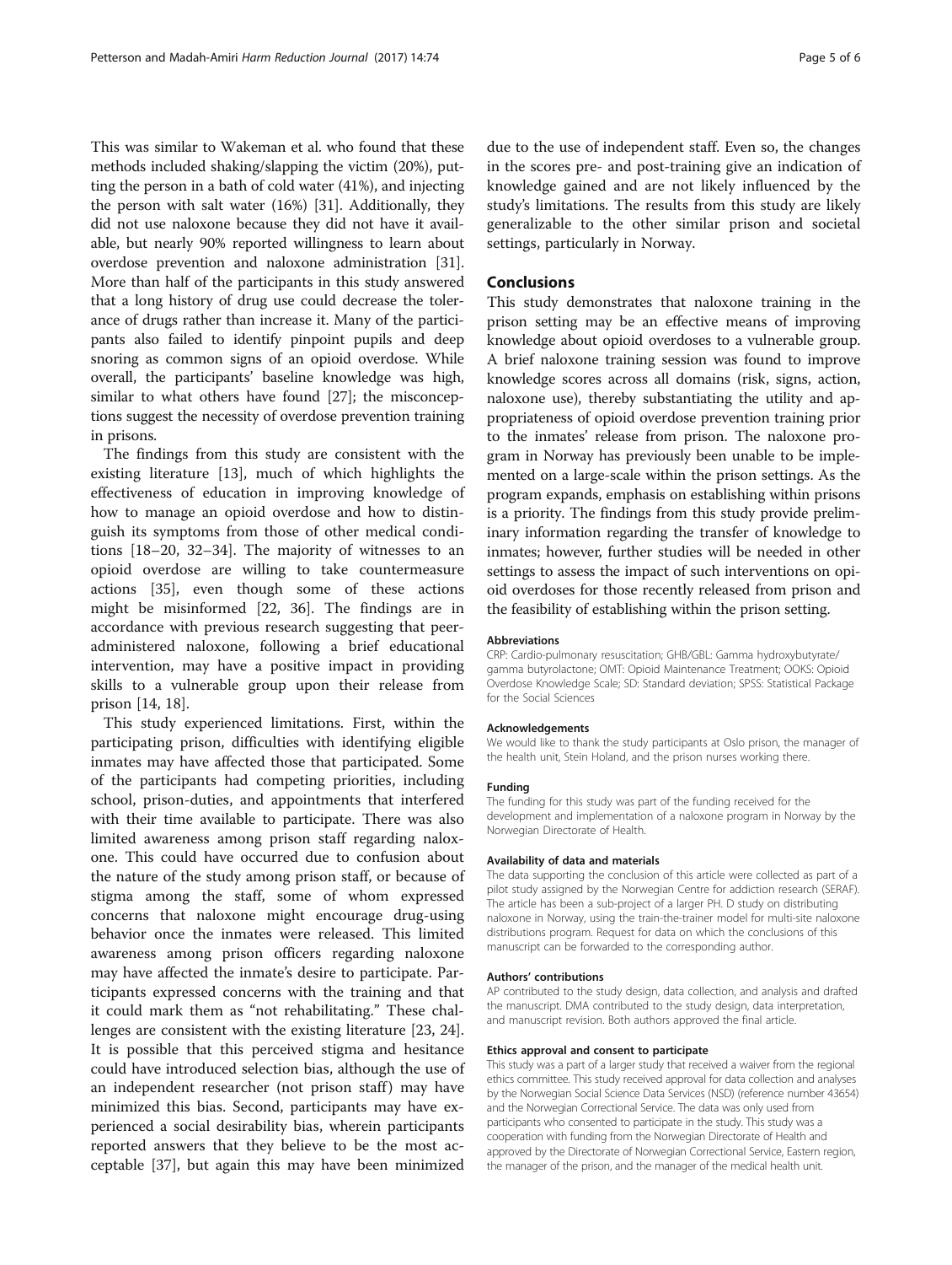This was similar to Wakeman et al. who found that these methods included shaking/slapping the victim (20%), putting the person in a bath of cold water (41%), and injecting the person with salt water (16%) [31]. Additionally, they did not use naloxone because they did not have it available, but nearly 90% reported willingness to learn about overdose prevention and naloxone administration [31]. More than half of the participants in this study answered that a long history of drug use could decrease the tolerance of drugs rather than increase it. Many of the participants also failed to identify pinpoint pupils and deep snoring as common signs of an opioid overdose. While overall, the participants' baseline knowledge was high, similar to what others have found [27]; the misconceptions suggest the necessity of overdose prevention training in prisons.

The findings from this study are consistent with the existing literature [13], much of which highlights the effectiveness of education in improving knowledge of how to manage an opioid overdose and how to distinguish its symptoms from those of other medical conditions [18–20, 32–34]. The majority of witnesses to an opioid overdose are willing to take countermeasure actions [35], even though some of these actions might be misinformed [22, 36]. The findings are in accordance with previous research suggesting that peer-administered naloxone, following a brief educational intervention, may have a positive impact in providing skills to a vulnerable group upon their release from prison [14, 18].

This study experienced limitations. First, within the participating prison, difficulties with identifying eligible inmates may have affected those that participated. Some of the participants had competing priorities, including school, prison-duties, and appointments that interfered with their time available to participate. There was also limited awareness among prison staff regarding naloxone. This could have occurred due to confusion about the nature of the study among prison staff, or because of stigma among the staff, some of whom expressed concerns that naloxone might encourage drug-using behavior once the inmates were released. This limited awareness among prison officers regarding naloxone may have affected the inmate's desire to participate. Participants expressed concerns with the training and that it could mark them as "not rehabilitating." These challenges are consistent with the existing literature [23, 24]. It is possible that this perceived stigma and hesitance could have introduced selection bias, although the use of an independent researcher (not prison staff) may have minimized this bias. Second, participants may have experienced a social desirability bias, wherein participants reported answers that they believe to be the most acceptable [37], but again this may have been minimized due to the use of independent staff. Even so, the changes in the scores pre- and post-training give an indication of knowledge gained and are not likely influenced by the study's limitations. The results from this study are likely generalizable to the other similar prison and societal settings, particularly in Norway.

## Conclusions

This study demonstrates that naloxone training in the prison setting may be an effective means of improving knowledge about opioid overdoses to a vulnerable group. A brief naloxone training session was found to improve knowledge scores across all domains (risk, signs, action, naloxone use), thereby substantiating the utility and appropriateness of opioid overdose prevention training prior to the inmates' release from prison. The naloxone program in Norway has previously been unable to be implemented on a large-scale within the prison settings. As the program expands, emphasis on establishing within prisons is a priority. The findings from this study provide preliminary information regarding the transfer of knowledge to inmates; however, further studies will be needed in other settings to assess the impact of such interventions on opioid overdoses for those recently released from prison and the feasibility of establishing within the prison setting.

#### Abbreviations

CRP: Cardio-pulmonary resuscitation; GHB/GBL: Gamma hydroxybutyrate/gamma butyrolactone; OMT: Opioid Maintenance Treatment; OOKS: Opioid Overdose Knowledge Scale; SD: Standard deviation; SPSS: Statistical Package for the Social Sciences

#### Acknowledgements

We would like to thank the study participants at Oslo prison, the manager of the health unit, Stein Holand, and the prison nurses working there.

#### Funding

The funding for this study was part of the funding received for the development and implementation of a naloxone program in Norway by the Norwegian Directorate of Health.

#### Availability of data and materials

The data supporting the conclusion of this article were collected as part of a pilot study assigned by the Norwegian Centre for addiction research (SERAF). The article has been a sub-project of a larger PH. D study on distributing naloxone in Norway, using the train-the-trainer model for multi-site naloxone distributions program. Request for data on which the conclusions of this manuscript can be forwarded to the corresponding author.

#### Authors' contributions

AP contributed to the study design, data collection, and analysis and drafted the manuscript. DMA contributed to the study design, data interpretation, and manuscript revision. Both authors approved the final article.

#### Ethics approval and consent to participate

This study was a part of a larger study that received a waiver from the regional ethics committee. This study received approval for data collection and analyses by the Norwegian Social Science Data Services (NSD) (reference number 43654) and the Norwegian Correctional Service. The data was only used from participants who consented to participate in the study. This study was a cooperation with funding from the Norwegian Directorate of Health and approved by the Directorate of Norwegian Correctional Service, Eastern region, the manager of the prison, and the manager of the medical health unit.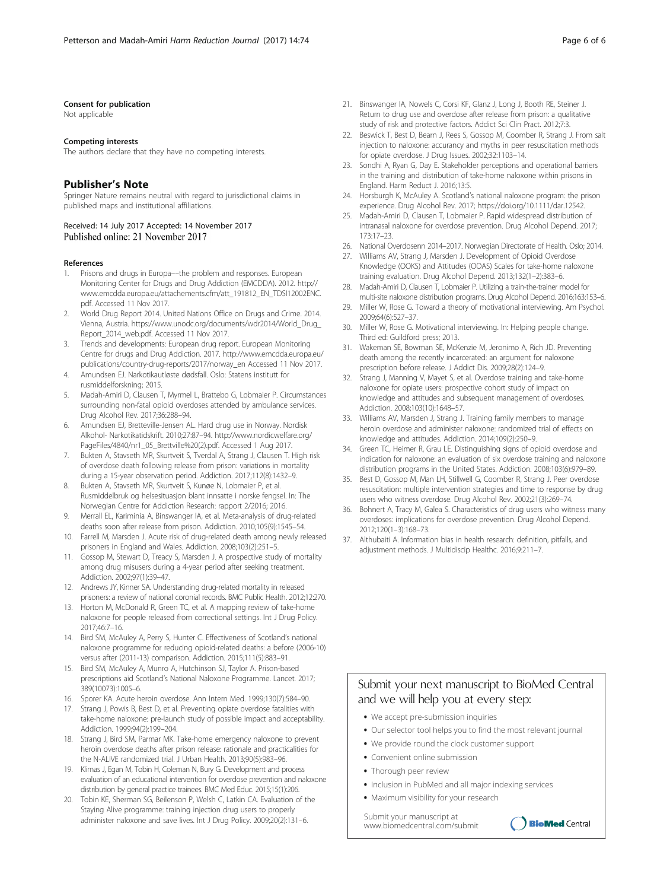### Consent for publication

Not applicable

### Competing interests

The authors declare that they have no competing interests.

## Publisher's Note

Springer Nature remains neutral with regard to jurisdictional claims in published maps and institutional affiliations.

Received: 14 July 2017 Accepted: 14 November 2017
Published online: 21 November 2017

### References

1. Prisons and drugs in Europa––the problem and responses. European Monitoring Center for Drugs and Drug Addiction (EMCDDA). 2012. http://www.emcdda.europa.eu/attachements.cfm/att_191812_EN_TDSI12002ENC.pdf. Accessed 11 Nov 2017.
2. World Drug Report 2014. United Nations Office on Drugs and Crime. 2014. Vienna, Austria. https://www.unodc.org/documents/wdr2014/World_Drug_Report_2014_web.pdf. Accessed 11 Nov 2017.
3. Trends and developments: European drug report. European Monitoring Centre for drugs and Drug Addiction. 2017. http://www.emcdda.europa.eu/publications/country-drug-reports/2017/norway_en Accessed 11 Nov 2017.
4. Amundsen EJ. Narkotikautløste dødsfall. Oslo: Statens institutt for rusmiddelforskning; 2015.
5. Madah-Amiri D, Clausen T, Myrmel L, Brattebo G, Lobmaier P. Circumstances surrounding non-fatal opioid overdoses attended by ambulance services. Drug Alcohol Rev. 2017;36:288–94.
6. Amundsen EJ, Bretteville-Jensen AL. Hard drug use in Norway. Nordisk Alkohol- Narkotikatidskrift. 2010;27:87–94. http://www.nordicwelfare.org/PageFiles/4840/nr1_05_Brettville%20(2).pdf. Accessed 1 Aug 2017.
7. Bukten A, Stavseth MR, Skurtveit S, Tverdal A, Strang J, Clausen T. High risk of overdose death following release from prison: variations in mortality during a 15-year observation period. Addiction. 2017;112(8):1432–9.
8. Bukten A, Stavseth MR, Skurtveit S, Kunøe N, Lobmaier P, et al. Rusmiddelbruk og helsesituasjon blant innsatte i norske fengsel. In: The Norwegian Centre for Addiction Research: rapport 2/2016; 2016.
9. Merrall EL, Kariminia A, Binswanger IA, et al. Meta-analysis of drug-related deaths soon after release from prison. Addiction. 2010;105(9):1545–54.
10. Farrell M, Marsden J. Acute risk of drug-related death among newly released prisoners in England and Wales. Addiction. 2008;103(2):251–5.
11. Gossop M, Stewart D, Treacy S, Marsden J. A prospective study of mortality among drug misusers during a 4-year period after seeking treatment. Addiction. 2002;97(1):39–47.
12. Andrews JY, Kinner SA. Understanding drug-related mortality in released prisoners: a review of national coronial records. BMC Public Health. 2012;12:270.
13. Horton M, McDonald R, Green TC, et al. A mapping review of take-home naloxone for people released from correctional settings. Int J Drug Policy. 2017;46:7–16.
14. Bird SM, McAuley A, Perry S, Hunter C. Effectiveness of Scotland's national naloxone programme for reducing opioid-related deaths: a before (2006-10) versus after (2011-13) comparison. Addiction. 2015;111(5):883–91.
15. Bird SM, McAuley A, Munro A, Hutchinson SJ, Taylor A. Prison-based prescriptions aid Scotland's National Naloxone Programme. Lancet. 2017; 389(10073):1005–6.
16. Sporer KA. Acute heroin overdose. Ann Intern Med. 1999;130(7):584–90.
17. Strang J, Powis B, Best D, et al. Preventing opiate overdose fatalities with take-home naloxone: pre-launch study of possible impact and acceptability. Addiction. 1999;94(2):199–204.
18. Strang J, Bird SM, Parmar MK. Take-home emergency naloxone to prevent heroin overdose deaths after prison release: rationale and practicalities for the N-ALIVE randomized trial. J Urban Health. 2013;90(5):983–96.
19. Klimas J, Egan M, Tobin H, Coleman N, Bury G. Development and process evaluation of an educational intervention for overdose prevention and naloxone distribution by general practice trainees. BMC Med Educ. 2015;15(1):206.
20. Tobin KE, Sherman SG, Beilenson P, Welsh C, Latkin CA. Evaluation of the Staying Alive programme: training injection drug users to properly administer naloxone and save lives. Int J Drug Policy. 2009;20(2):131–6.
21. Binswanger IA, Nowels C, Corsi KF, Glanz J, Long J, Booth RE, Steiner J. Return to drug use and overdose after release from prison: a qualitative study of risk and protective factors. Addict Sci Clin Pract. 2012;7:3.
22. Beswick T, Best D, Bearn J, Rees S, Gossop M, Coomber R, Strang J. From salt injection to naloxone: accurancy and myths in peer resuscitation methods for opiate overdose. J Drug Issues. 2002;32:1103–14.
23. Sondhi A, Ryan G, Day E. Stakeholder perceptions and operational barriers in the training and distribution of take-home naloxone within prisons in England. Harm Reduct J. 2016;13:5.
24. Horsburgh K, McAuley A. Scotland's national naloxone program: the prison experience. Drug Alcohol Rev. 2017; https://doi.org/10.1111/dar.12542.
25. Madah-Amiri D, Clausen T, Lobmaier P. Rapid widespread distribution of intranasal naloxone for overdose prevention. Drug Alcohol Depend. 2017; 173:17–23.
26. National Overdosenn 2014–2017. Norwegian Directorate of Health. Oslo; 2014.
27. Williams AV, Strang J, Marsden J. Development of Opioid Overdose Knowledge (OOKS) and Attitudes (OOAS) Scales for take-home naloxone training evaluation. Drug Alcohol Depend. 2013;132(1–2):383–6.
28. Madah-Amiri D, Clausen T, Lobmaier P. Utilizing a train-the-trainer model for multi-site naloxone distribution programs. Drug Alcohol Depend. 2016;163:153–6.
29. Miller W, Rose G. Toward a theory of motivational interviewing. Am Psychol. 2009;64(6):527–37.
30. Miller W, Rose G. Motivational interviewing. In: Helping people change. Third ed: Guildford press; 2013.
31. Wakeman SE, Bowman SE, McKenzie M, Jeronimo A, Rich JD. Preventing death among the recently incarcerated: an argument for naloxone prescription before release. J Addict Dis. 2009;28(2):124–9.
32. Strang J, Manning V, Mayet S, et al. Overdose training and take-home naloxone for opiate users: prospective cohort study of impact on knowledge and attitudes and subsequent management of overdoses. Addiction. 2008;103(10):1648–57.
33. Williams AV, Marsden J, Strang J. Training family members to manage heroin overdose and administer naloxone: randomized trial of effects on knowledge and attitudes. Addiction. 2014;109(2):250–9.
34. Green TC, Heimer R, Grau LE. Distinguishing signs of opioid overdose and indication for naloxone: an evaluation of six overdose training and naloxone distribution programs in the United States. Addiction. 2008;103(6):979–89.
35. Best D, Gossop M, Man LH, Stillwell G, Coomber R, Strang J. Peer overdose resuscitation: multiple intervention strategies and time to response by drug users who witness overdose. Drug Alcohol Rev. 2002;21(3):269–74.
36. Bohnert A, Tracy M, Galea S. Characteristics of drug users who witness many overdoses: implications for overdose prevention. Drug Alcohol Depend. 2012;120(1–3):168–73.
37. Althubaiti A. Information bias in health research: definition, pitfalls, and adjustment methods. J Multidiscip Healthc. 2016;9:211–7.

Submit your next manuscript to BioMed Central and we will help you at every step:

- We accept pre-submission inquiries
- Our selector tool helps you to find the most relevant journal
- We provide round the clock customer support
- Convenient online submission
- Thorough peer review
- Inclusion in PubMed and all major indexing services
- Maximum visibility for your research

Submit your manuscript at
www.biomedcentral.com/submit

BioMed Central